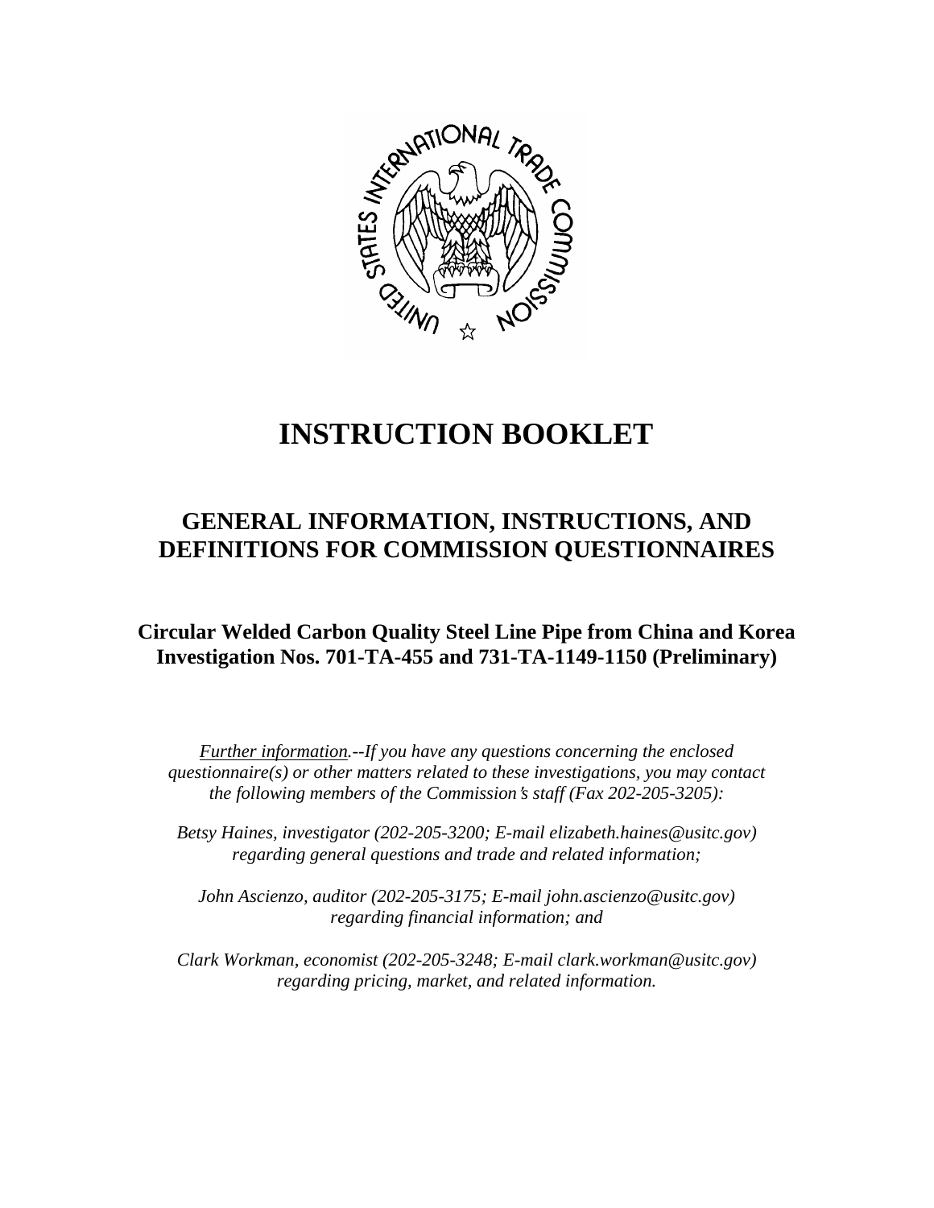# INSTRUCTION BOOKLET

## GENERAL INFORMATION, INSTRUCTIONS, AND DEFINITIONS FOR COMMISSION QUESTIONNAIRES

### Circular Welded Carbon Quality Steel Line Pipe from China and Korea
### Investigation Nos. 701-TA-455 and 731-TA-1149-1150 (Preliminary)

*Further information.--If you have any questions concerning the enclosed questionnaire(s) or other matters related to these investigations, you may contact the following members of the Commission's staff (Fax 202-205-3205):*

*Betsy Haines, investigator (202-205-3200; E-mail elizabeth.haines@usitc.gov) regarding general questions and trade and related information;*

*John Ascienzo, auditor (202-205-3175; E-mail john.ascienzo@usitc.gov) regarding financial information; and*

*Clark Workman, economist (202-205-3248; E-mail clark.workman@usitc.gov) regarding pricing, market, and related information.*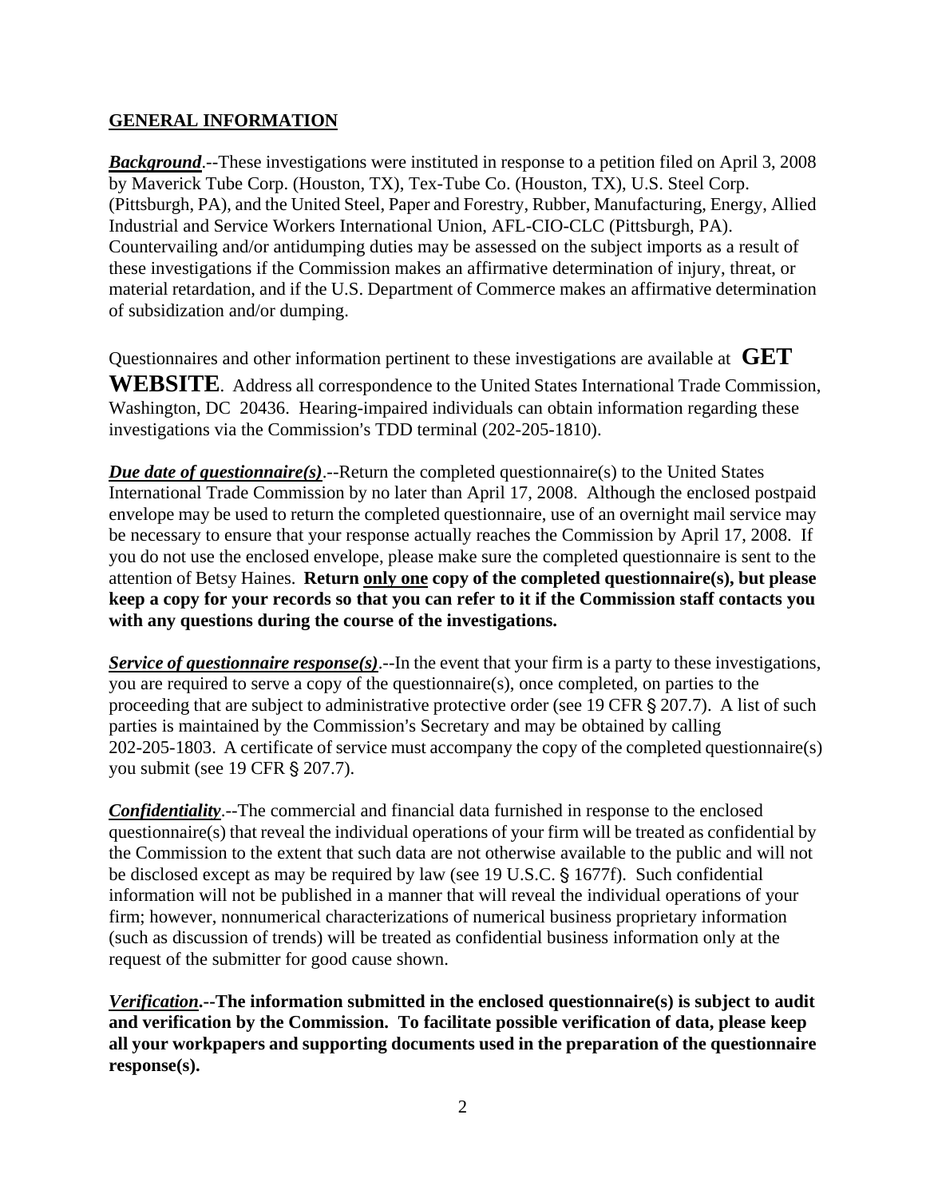**GENERAL INFORMATION**

***Background***.--These investigations were instituted in response to a petition filed on April 3, 2008 by Maverick Tube Corp. (Houston, TX), Tex-Tube Co. (Houston, TX), U.S. Steel Corp. (Pittsburgh, PA), and the United Steel, Paper and Forestry, Rubber, Manufacturing, Energy, Allied Industrial and Service Workers International Union, AFL-CIO-CLC (Pittsburgh, PA). Countervailing and/or antidumping duties may be assessed on the subject imports as a result of these investigations if the Commission makes an affirmative determination of injury, threat, or material retardation, and if the U.S. Department of Commerce makes an affirmative determination of subsidization and/or dumping.

Questionnaires and other information pertinent to these investigations are available at **GET WEBSITE**. Address all correspondence to the United States International Trade Commission, Washington, DC 20436. Hearing-impaired individuals can obtain information regarding these investigations via the Commission's TDD terminal (202-205-1810).

***Due date of questionnaire(s)***.--Return the completed questionnaire(s) to the United States International Trade Commission by no later than April 17, 2008. Although the enclosed postpaid envelope may be used to return the completed questionnaire, use of an overnight mail service may be necessary to ensure that your response actually reaches the Commission by April 17, 2008. If you do not use the enclosed envelope, please make sure the completed questionnaire is sent to the attention of Betsy Haines. **Return only one copy of the completed questionnaire(s), but please keep a copy for your records so that you can refer to it if the Commission staff contacts you with any questions during the course of the investigations.**

***Service of questionnaire response(s)***.--In the event that your firm is a party to these investigations, you are required to serve a copy of the questionnaire(s), once completed, on parties to the proceeding that are subject to administrative protective order (see 19 CFR § 207.7). A list of such parties is maintained by the Commission's Secretary and may be obtained by calling 202-205-1803. A certificate of service must accompany the copy of the completed questionnaire(s) you submit (see 19 CFR § 207.7).

***Confidentiality***.--The commercial and financial data furnished in response to the enclosed questionnaire(s) that reveal the individual operations of your firm will be treated as confidential by the Commission to the extent that such data are not otherwise available to the public and will not be disclosed except as may be required by law (see 19 U.S.C. § 1677f). Such confidential information will not be published in a manner that will reveal the individual operations of your firm; however, nonnumerical characterizations of numerical business proprietary information (such as discussion of trends) will be treated as confidential business information only at the request of the submitter for good cause shown.

***Verification*.--The information submitted in the enclosed questionnaire(s) is subject to audit and verification by the Commission. To facilitate possible verification of data, please keep all your workpapers and supporting documents used in the preparation of the questionnaire response(s).**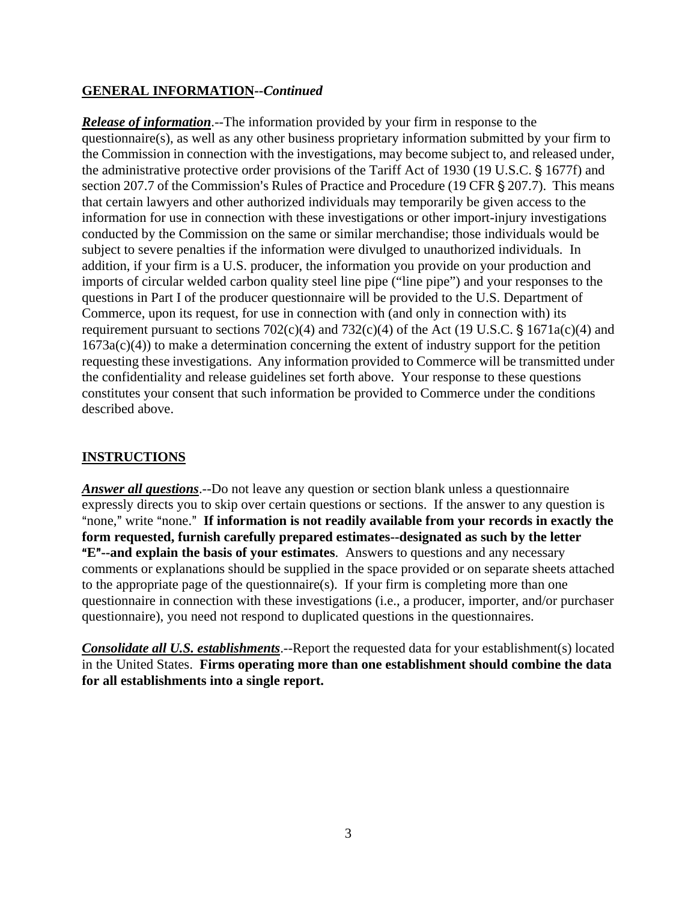## **GENERAL INFORMATION--*Continued***

***Release of information***.--The information provided by your firm in response to the questionnaire(s), as well as any other business proprietary information submitted by your firm to the Commission in connection with the investigations, may become subject to, and released under, the administrative protective order provisions of the Tariff Act of 1930 (19 U.S.C. § 1677f) and section 207.7 of the Commission's Rules of Practice and Procedure (19 CFR § 207.7). This means that certain lawyers and other authorized individuals may temporarily be given access to the information for use in connection with these investigations or other import-injury investigations conducted by the Commission on the same or similar merchandise; those individuals would be subject to severe penalties if the information were divulged to unauthorized individuals. In addition, if your firm is a U.S. producer, the information you provide on your production and imports of circular welded carbon quality steel line pipe ("line pipe") and your responses to the questions in Part I of the producer questionnaire will be provided to the U.S. Department of Commerce, upon its request, for use in connection with (and only in connection with) its requirement pursuant to sections 702(c)(4) and 732(c)(4) of the Act (19 U.S.C. § 1671a(c)(4) and 1673a(c)(4)) to make a determination concerning the extent of industry support for the petition requesting these investigations. Any information provided to Commerce will be transmitted under the confidentiality and release guidelines set forth above. Your response to these questions constitutes your consent that such information be provided to Commerce under the conditions described above.

## **INSTRUCTIONS**

***Answer all questions***.--Do not leave any question or section blank unless a questionnaire expressly directs you to skip over certain questions or sections. If the answer to any question is "none," write "none." **If information is not readily available from your records in exactly the form requested, furnish carefully prepared estimates--designated as such by the letter "E"--and explain the basis of your estimates**. Answers to questions and any necessary comments or explanations should be supplied in the space provided or on separate sheets attached to the appropriate page of the questionnaire(s). If your firm is completing more than one questionnaire in connection with these investigations (i.e., a producer, importer, and/or purchaser questionnaire), you need not respond to duplicated questions in the questionnaires.

***Consolidate all U.S. establishments***.--Report the requested data for your establishment(s) located in the United States. **Firms operating more than one establishment should combine the data for all establishments into a single report.**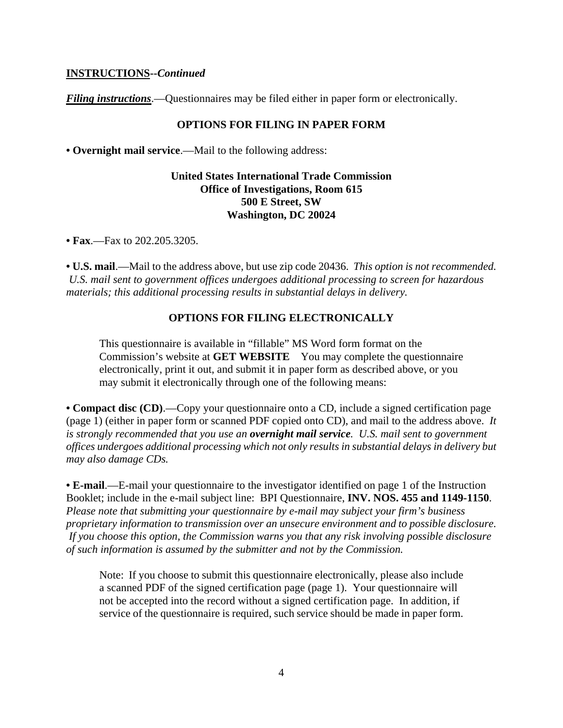**INSTRUCTIONS**--*Continued*

***Filing instructions***.—Questionnaires may be filed either in paper form or electronically.

**OPTIONS FOR FILING IN PAPER FORM**

**• Overnight mail service**.—Mail to the following address:

**United States International Trade Commission**
**Office of Investigations, Room 615**
**500 E Street, SW**
**Washington, DC 20024**

**• Fax**.—Fax to 202.205.3205.

**• U.S. mail**.—Mail to the address above, but use zip code 20436. *This option is not recommended. U.S. mail sent to government offices undergoes additional processing to screen for hazardous materials; this additional processing results in substantial delays in delivery.*

**OPTIONS FOR FILING ELECTRONICALLY**

This questionnaire is available in "fillable" MS Word form format on the Commission's website at **GET WEBSITE** You may complete the questionnaire electronically, print it out, and submit it in paper form as described above, or you may submit it electronically through one of the following means:

**• Compact disc (CD)**.—Copy your questionnaire onto a CD, include a signed certification page (page 1) (either in paper form or scanned PDF copied onto CD), and mail to the address above. *It is strongly recommended that you use an* ***overnight mail service****. U.S. mail sent to government offices undergoes additional processing which not only results in substantial delays in delivery but may also damage CDs.*

**• E-mail**.—E-mail your questionnaire to the investigator identified on page 1 of the Instruction Booklet; include in the e-mail subject line: BPI Questionnaire, **INV. NOS. 455 and 1149-1150**. *Please note that submitting your questionnaire by e-mail may subject your firm's business proprietary information to transmission over an unsecure environment and to possible disclosure. If you choose this option, the Commission warns you that any risk involving possible disclosure of such information is assumed by the submitter and not by the Commission.*

Note: If you choose to submit this questionnaire electronically, please also include a scanned PDF of the signed certification page (page 1). Your questionnaire will not be accepted into the record without a signed certification page. In addition, if service of the questionnaire is required, such service should be made in paper form.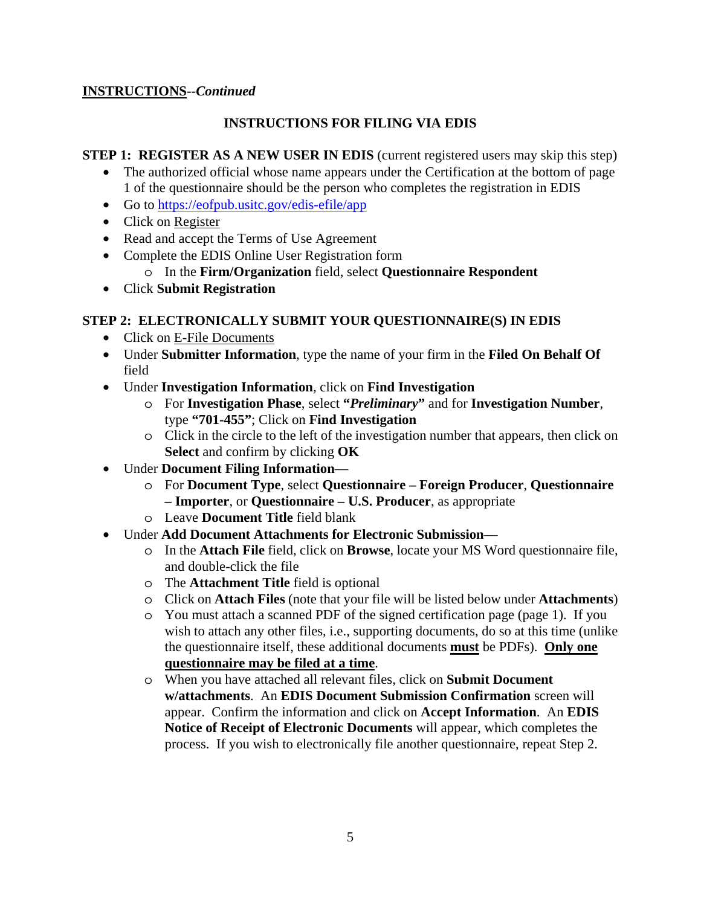**INSTRUCTIONS**--***Continued***

## INSTRUCTIONS FOR FILING VIA EDIS

**STEP 1: REGISTER AS A NEW USER IN EDIS** (current registered users may skip this step)

- The authorized official whose name appears under the Certification at the bottom of page 1 of the questionnaire should be the person who completes the registration in EDIS
- Go to https://eofpub.usitc.gov/edis-efile/app
- Click on Register
- Read and accept the Terms of Use Agreement
- Complete the EDIS Online User Registration form
    - In the **Firm/Organization** field, select **Questionnaire Respondent**
- Click **Submit Registration**

**STEP 2: ELECTRONICALLY SUBMIT YOUR QUESTIONNAIRE(S) IN EDIS**

- Click on E-File Documents
- Under **Submitter Information**, type the name of your firm in the **Filed On Behalf Of** field
- Under **Investigation Information**, click on **Find Investigation**
    - For **Investigation Phase**, select **"*Preliminary*"** and for **Investigation Number**, type **"701-455"**; Click on **Find Investigation**
    - Click in the circle to the left of the investigation number that appears, then click on **Select** and confirm by clicking **OK**
- Under **Document Filing Information**—
    - For **Document Type**, select **Questionnaire – Foreign Producer**, **Questionnaire – Importer**, or **Questionnaire – U.S. Producer**, as appropriate
    - Leave **Document Title** field blank
- Under **Add Document Attachments for Electronic Submission**—
    - In the **Attach File** field, click on **Browse**, locate your MS Word questionnaire file, and double-click the file
    - The **Attachment Title** field is optional
    - Click on **Attach Files** (note that your file will be listed below under **Attachments**)
    - You must attach a scanned PDF of the signed certification page (page 1). If you wish to attach any other files, i.e., supporting documents, do so at this time (unlike the questionnaire itself, these additional documents **must** be PDFs). **Only one questionnaire may be filed at a time**.
    - When you have attached all relevant files, click on **Submit Document w/attachments**. An **EDIS Document Submission Confirmation** screen will appear. Confirm the information and click on **Accept Information**. An **EDIS Notice of Receipt of Electronic Documents** will appear, which completes the process. If you wish to electronically file another questionnaire, repeat Step 2.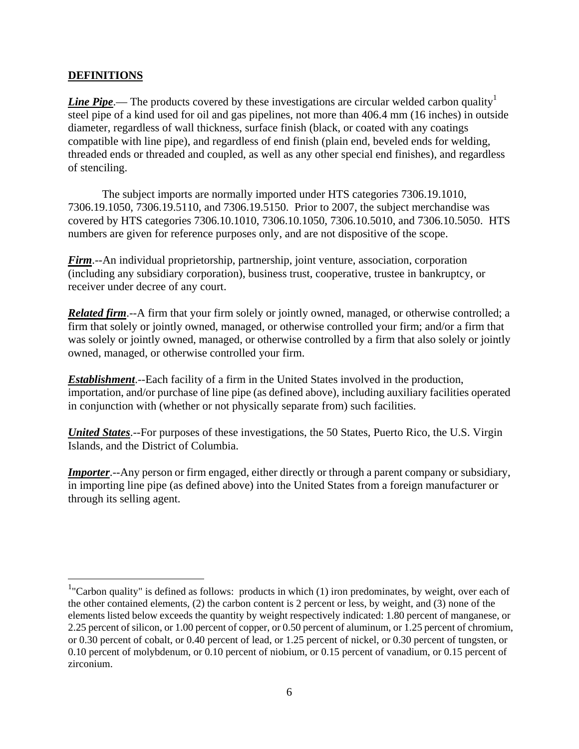## DEFINITIONS

***Line Pipe***.— The products covered by these investigations are circular welded carbon quality[1] steel pipe of a kind used for oil and gas pipelines, not more than 406.4 mm (16 inches) in outside diameter, regardless of wall thickness, surface finish (black, or coated with any coatings compatible with line pipe), and regardless of end finish (plain end, beveled ends for welding, threaded ends or threaded and coupled, as well as any other special end finishes), and regardless of stenciling.

The subject imports are normally imported under HTS categories 7306.19.1010, 7306.19.1050, 7306.19.5110, and 7306.19.5150. Prior to 2007, the subject merchandise was covered by HTS categories 7306.10.1010, 7306.10.1050, 7306.10.5010, and 7306.10.5050. HTS numbers are given for reference purposes only, and are not dispositive of the scope.

***Firm***.--An individual proprietorship, partnership, joint venture, association, corporation (including any subsidiary corporation), business trust, cooperative, trustee in bankruptcy, or receiver under decree of any court.

***Related firm***.--A firm that your firm solely or jointly owned, managed, or otherwise controlled; a firm that solely or jointly owned, managed, or otherwise controlled your firm; and/or a firm that was solely or jointly owned, managed, or otherwise controlled by a firm that also solely or jointly owned, managed, or otherwise controlled your firm.

***Establishment***.--Each facility of a firm in the United States involved in the production, importation, and/or purchase of line pipe (as defined above), including auxiliary facilities operated in conjunction with (whether or not physically separate from) such facilities.

***United States***.--For purposes of these investigations, the 50 States, Puerto Rico, the U.S. Virgin Islands, and the District of Columbia.

***Importer***.--Any person or firm engaged, either directly or through a parent company or subsidiary, in importing line pipe (as defined above) into the United States from a foreign manufacturer or through its selling agent.

---

[1] "Carbon quality" is defined as follows: products in which (1) iron predominates, by weight, over each of the other contained elements, (2) the carbon content is 2 percent or less, by weight, and (3) none of the elements listed below exceeds the quantity by weight respectively indicated: 1.80 percent of manganese, or 2.25 percent of silicon, or 1.00 percent of copper, or 0.50 percent of aluminum, or 1.25 percent of chromium, or 0.30 percent of cobalt, or 0.40 percent of lead, or 1.25 percent of nickel, or 0.30 percent of tungsten, or 0.10 percent of molybdenum, or 0.10 percent of niobium, or 0.15 percent of vanadium, or 0.15 percent of zirconium.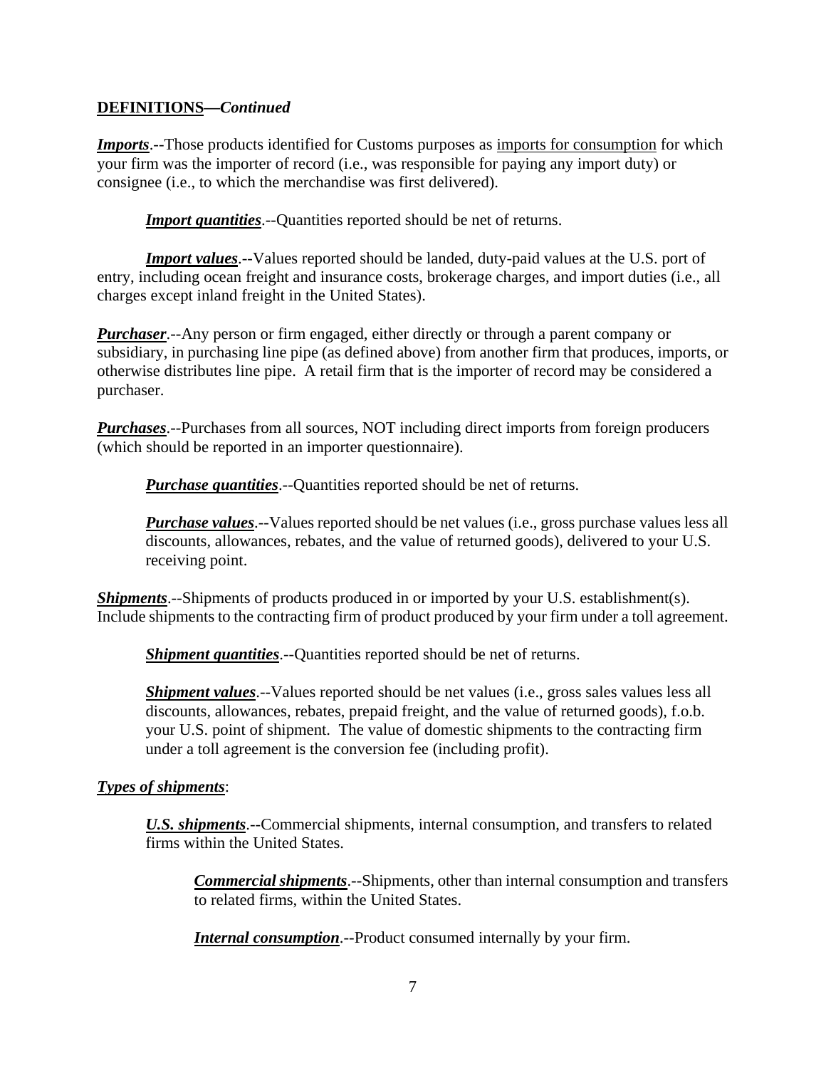**<u>DEFINITIONS</u>—*Continued***

***<u>Imports</u>***.--Those products identified for Customs purposes as <u>imports for consumption</u> for which your firm was the importer of record (i.e., was responsible for paying any import duty) or consignee (i.e., to which the merchandise was first delivered).

> ***<u>Import quantities</u>***.--Quantities reported should be net of returns.
>
> ***<u>Import values</u>***.--Values reported should be landed, duty-paid values at the U.S. port of entry, including ocean freight and insurance costs, brokerage charges, and import duties (i.e., all charges except inland freight in the United States).

***<u>Purchaser</u>***.--Any person or firm engaged, either directly or through a parent company or subsidiary, in purchasing line pipe (as defined above) from another firm that produces, imports, or otherwise distributes line pipe. A retail firm that is the importer of record may be considered a purchaser.

***<u>Purchases</u>***.--Purchases from all sources, NOT including direct imports from foreign producers (which should be reported in an importer questionnaire).

> ***<u>Purchase quantities</u>***.--Quantities reported should be net of returns.
>
> ***<u>Purchase values</u>***.--Values reported should be net values (i.e., gross purchase values less all discounts, allowances, rebates, and the value of returned goods), delivered to your U.S. receiving point.

***<u>Shipments</u>***.--Shipments of products produced in or imported by your U.S. establishment(s). Include shipments to the contracting firm of product produced by your firm under a toll agreement.

> ***<u>Shipment quantities</u>***.--Quantities reported should be net of returns.
>
> ***<u>Shipment values</u>***.--Values reported should be net values (i.e., gross sales values less all discounts, allowances, rebates, prepaid freight, and the value of returned goods), f.o.b. your U.S. point of shipment. The value of domestic shipments to the contracting firm under a toll agreement is the conversion fee (including profit).

***<u>Types of shipments</u>***:

> ***<u>U.S. shipments</u>***.--Commercial shipments, internal consumption, and transfers to related firms within the United States.
>
> > ***<u>Commercial shipments</u>***.--Shipments, other than internal consumption and transfers to related firms, within the United States.
> >
> > ***<u>Internal consumption</u>***.--Product consumed internally by your firm.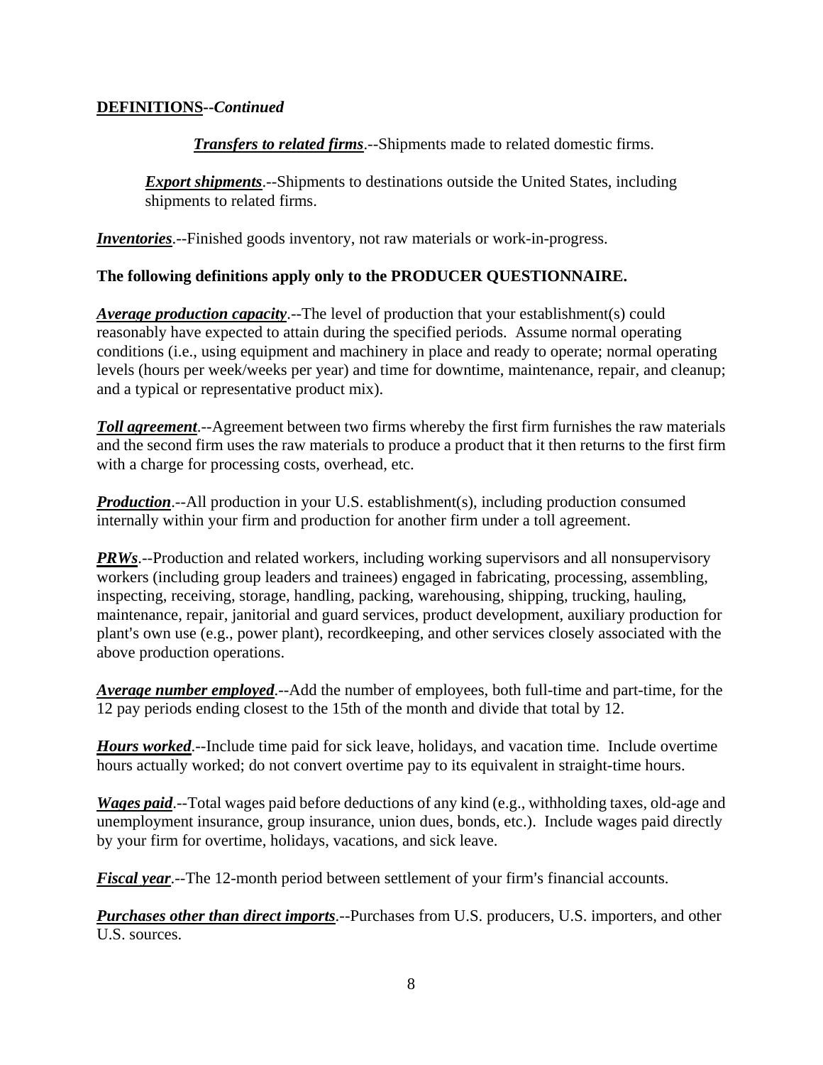**DEFINITIONS--*Continued***

***Transfers to related firms***.--Shipments made to related domestic firms.

***Export shipments***.--Shipments to destinations outside the United States, including shipments to related firms.

***Inventories***.--Finished goods inventory, not raw materials or work-in-progress.

**The following definitions apply only to the PRODUCER QUESTIONNAIRE.**

***Average production capacity***.--The level of production that your establishment(s) could reasonably have expected to attain during the specified periods. Assume normal operating conditions (i.e., using equipment and machinery in place and ready to operate; normal operating levels (hours per week/weeks per year) and time for downtime, maintenance, repair, and cleanup; and a typical or representative product mix).

***Toll agreement***.--Agreement between two firms whereby the first firm furnishes the raw materials and the second firm uses the raw materials to produce a product that it then returns to the first firm with a charge for processing costs, overhead, etc.

***Production***.--All production in your U.S. establishment(s), including production consumed internally within your firm and production for another firm under a toll agreement.

***PRWs***.--Production and related workers, including working supervisors and all nonsupervisory workers (including group leaders and trainees) engaged in fabricating, processing, assembling, inspecting, receiving, storage, handling, packing, warehousing, shipping, trucking, hauling, maintenance, repair, janitorial and guard services, product development, auxiliary production for plant's own use (e.g., power plant), recordkeeping, and other services closely associated with the above production operations.

***Average number employed***.--Add the number of employees, both full-time and part-time, for the 12 pay periods ending closest to the 15th of the month and divide that total by 12.

***Hours worked***.--Include time paid for sick leave, holidays, and vacation time. Include overtime hours actually worked; do not convert overtime pay to its equivalent in straight-time hours.

***Wages paid***.--Total wages paid before deductions of any kind (e.g., withholding taxes, old-age and unemployment insurance, group insurance, union dues, bonds, etc.). Include wages paid directly by your firm for overtime, holidays, vacations, and sick leave.

***Fiscal year***.--The 12-month period between settlement of your firm's financial accounts.

***Purchases other than direct imports***.--Purchases from U.S. producers, U.S. importers, and other U.S. sources.